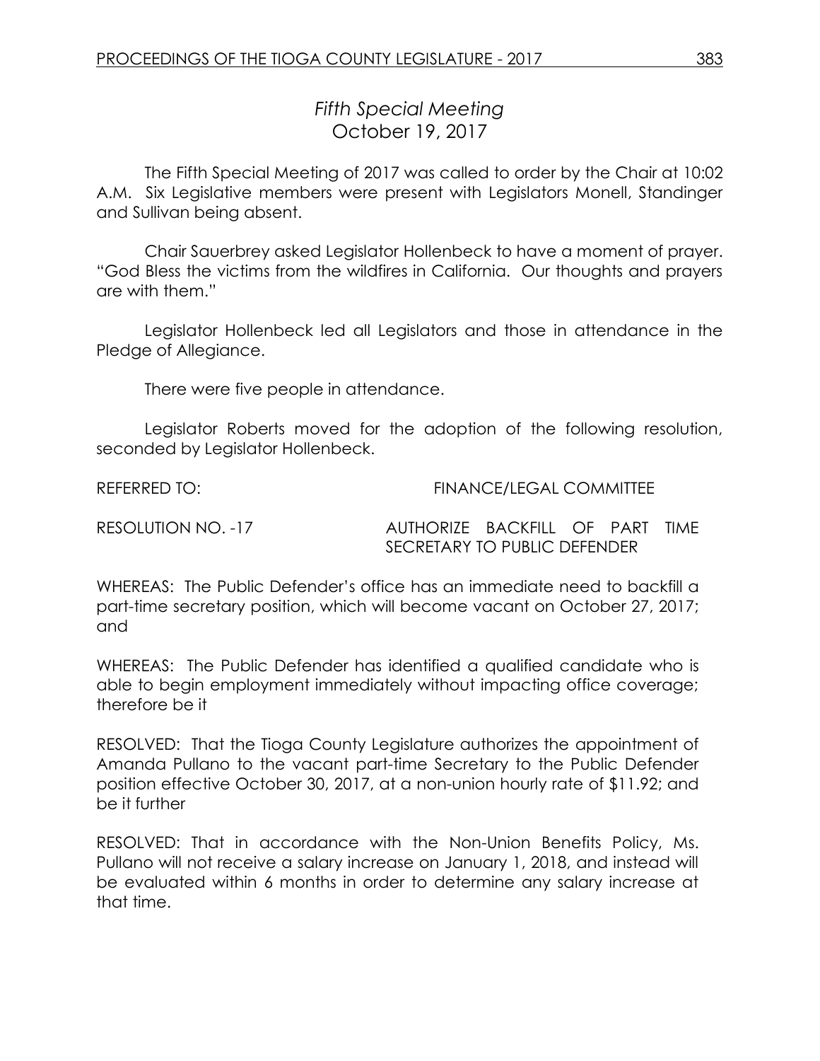# *Fifth Special Meeting*

## October 19, 2017

The Fifth Special Meeting of 2017 was called to order by the Chair at 10:02 A.M. Six Legislative members were present with Legislators Monell, Standinger and Sullivan being absent.

Chair Sauerbrey asked Legislator Hollenbeck to have a moment of prayer. "God Bless the victims from the wildfires in California. Our thoughts and prayers are with them."

Legislator Hollenbeck led all Legislators and those in attendance in the Pledge of Allegiance.

There were five people in attendance.

Legislator Roberts moved for the adoption of the following resolution, seconded by Legislator Hollenbeck.

REFERRED TO: FINANCE/LEGAL COMMITTEE

RESOLUTION NO. -17 AUTHORIZE BACKFILL OF PART TIME SECRETARY TO PUBLIC DEFENDER

WHEREAS: The Public Defender's office has an immediate need to backfill a part-time secretary position, which will become vacant on October 27, 2017; and

WHEREAS: The Public Defender has identified a qualified candidate who is able to begin employment immediately without impacting office coverage; therefore be it

RESOLVED: That the Tioga County Legislature authorizes the appointment of Amanda Pullano to the vacant part-time Secretary to the Public Defender position effective October 30, 2017, at a non-union hourly rate of $11.92; and be it further

RESOLVED: That in accordance with the Non-Union Benefits Policy, Ms. Pullano will not receive a salary increase on January 1, 2018, and instead will be evaluated within 6 months in order to determine any salary increase at that time.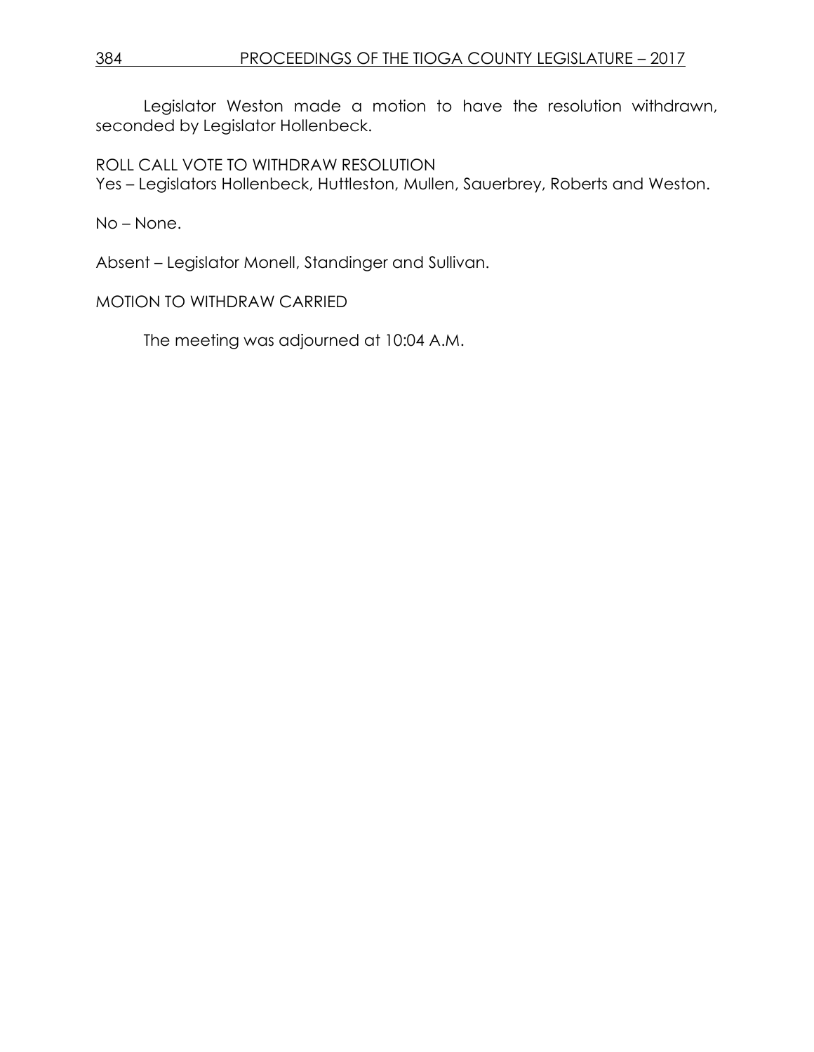Legislator Weston made a motion to have the resolution withdrawn, seconded by Legislator Hollenbeck.

ROLL CALL VOTE TO WITHDRAW RESOLUTION
Yes – Legislators Hollenbeck, Huttleston, Mullen, Sauerbrey, Roberts and Weston.

No – None.

Absent – Legislator Monell, Standinger and Sullivan.

MOTION TO WITHDRAW CARRIED

The meeting was adjourned at 10:04 A.M.